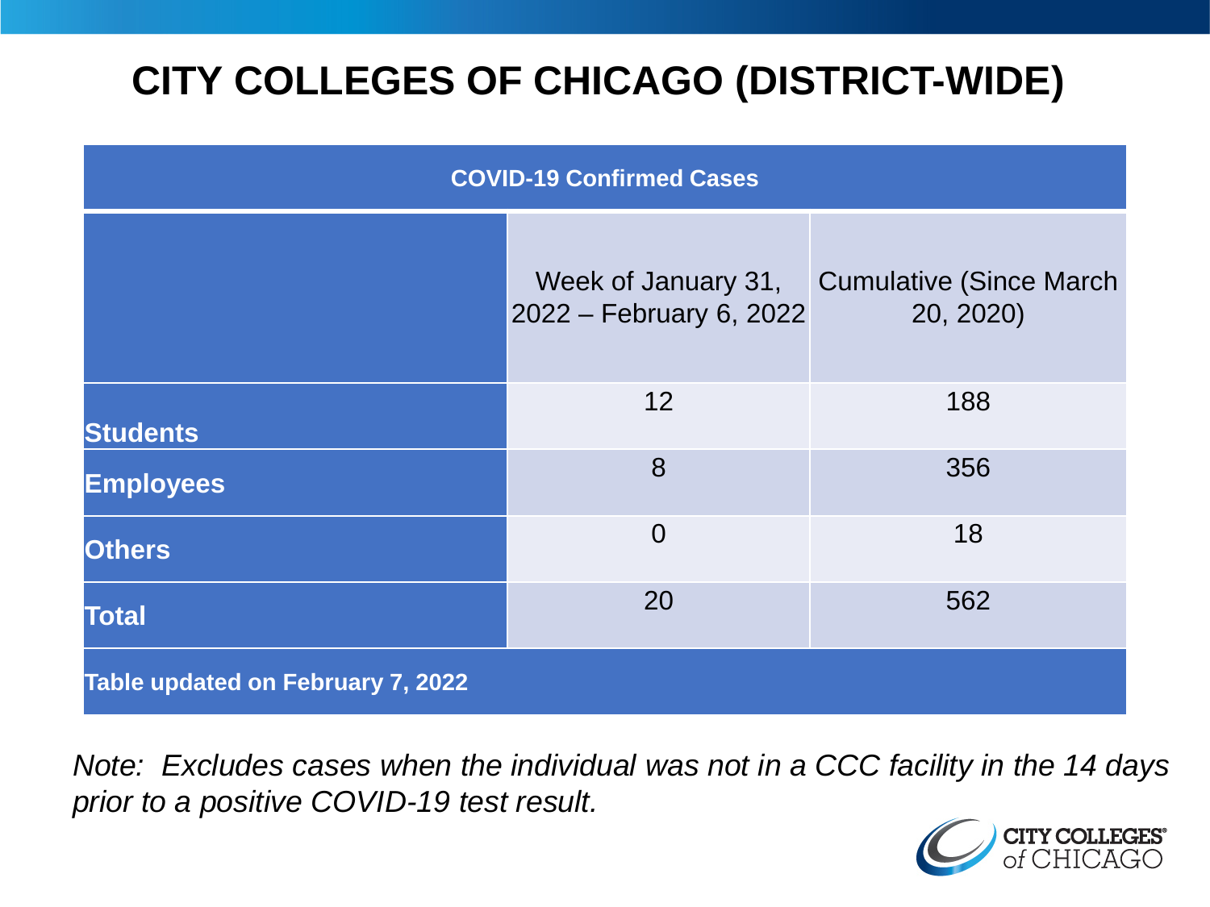# CITY COLLEGES OF CHICAGO (DISTRICT-WIDE)

| COVID-19 Confirmed Cases | | |
|---|---|---|
| | Week of January 31, 2022 – February 6, 2022 | Cumulative (Since March 20, 2020) |
| **Students** | 12 | 188 |
| **Employees** | 8 | 356 |
| **Others** | 0 | 18 |
| **Total** | 20 | 562 |
| **Table updated on February 7, 2022** | | |

*Note: Excludes cases when the individual was not in a CCC facility in the 14 days prior to a positive COVID-19 test result.*

CITY COLLEGES of CHICAGO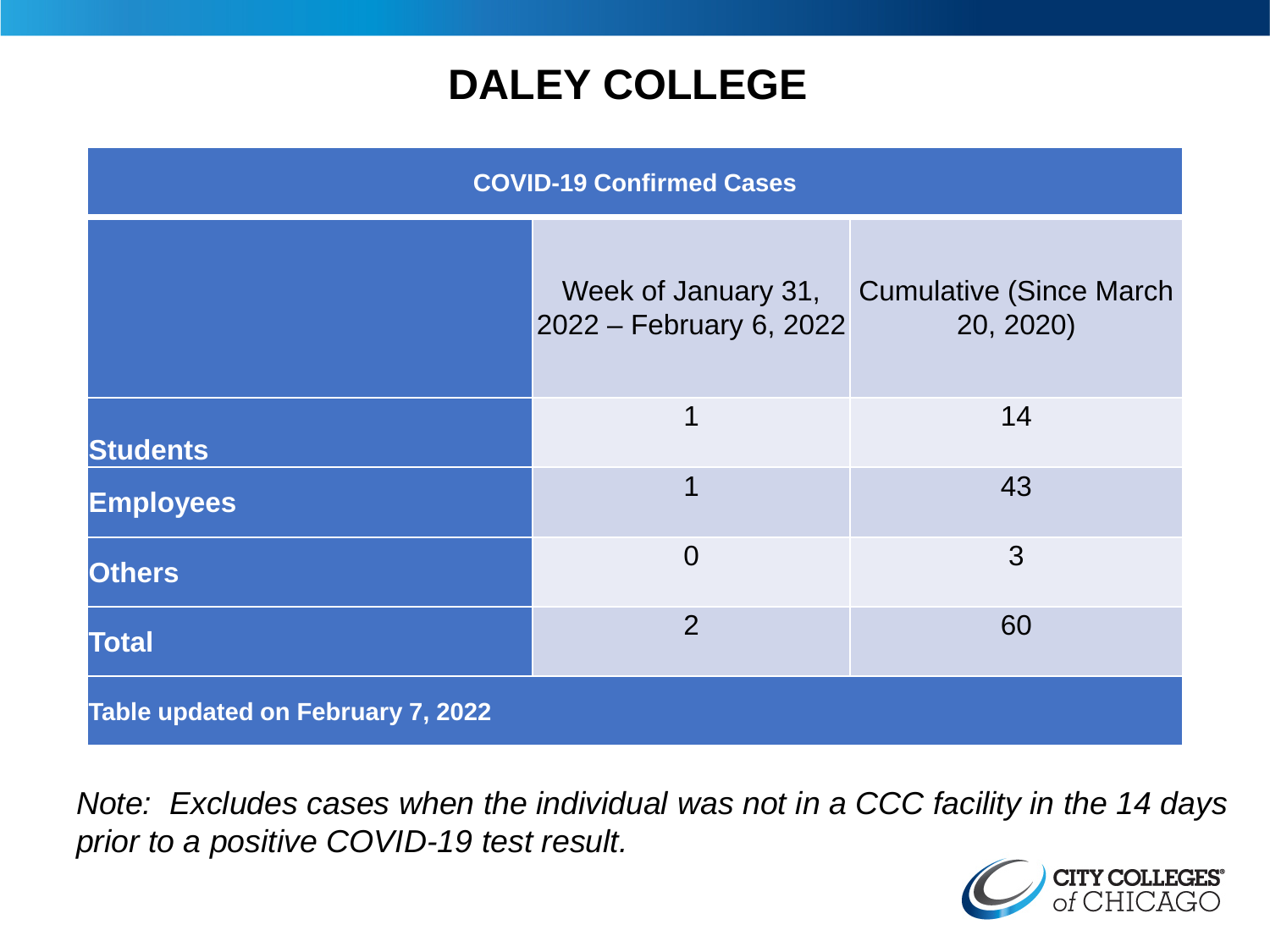# DALEY COLLEGE

| COVID-19 Confirmed Cases | | |
|---|---|---|
| | Week of January 31, 2022 – February 6, 2022 | Cumulative (Since March 20, 2020) |
| **Students** | 1 | 14 |
| **Employees** | 1 | 43 |
| **Others** | 0 | 3 |
| **Total** | 2 | 60 |
| **Table updated on February 7, 2022** | | |

*Note: Excludes cases when the individual was not in a CCC facility in the 14 days prior to a positive COVID-19 test result.*

CITY COLLEGES of CHICAGO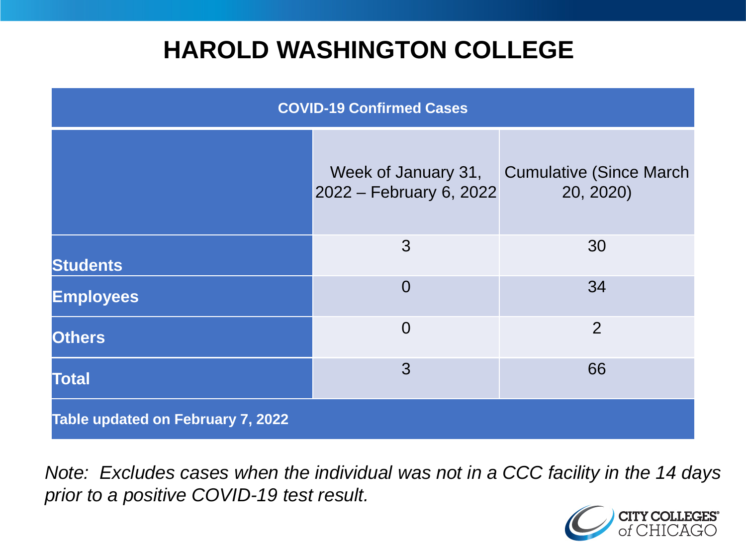# HAROLD WASHINGTON COLLEGE

| COVID-19 Confirmed Cases | | |
|---|---|---|
| | Week of January 31, 2022 – February 6, 2022 | Cumulative (Since March 20, 2020) |
| **Students** | 3 | 30 |
| **Employees** | 0 | 34 |
| **Others** | 0 | 2 |
| **Total** | 3 | 66 |
| **Table updated on February 7, 2022** | | |

*Note: Excludes cases when the individual was not in a CCC facility in the 14 days prior to a positive COVID-19 test result.*

CITY COLLEGES of CHICAGO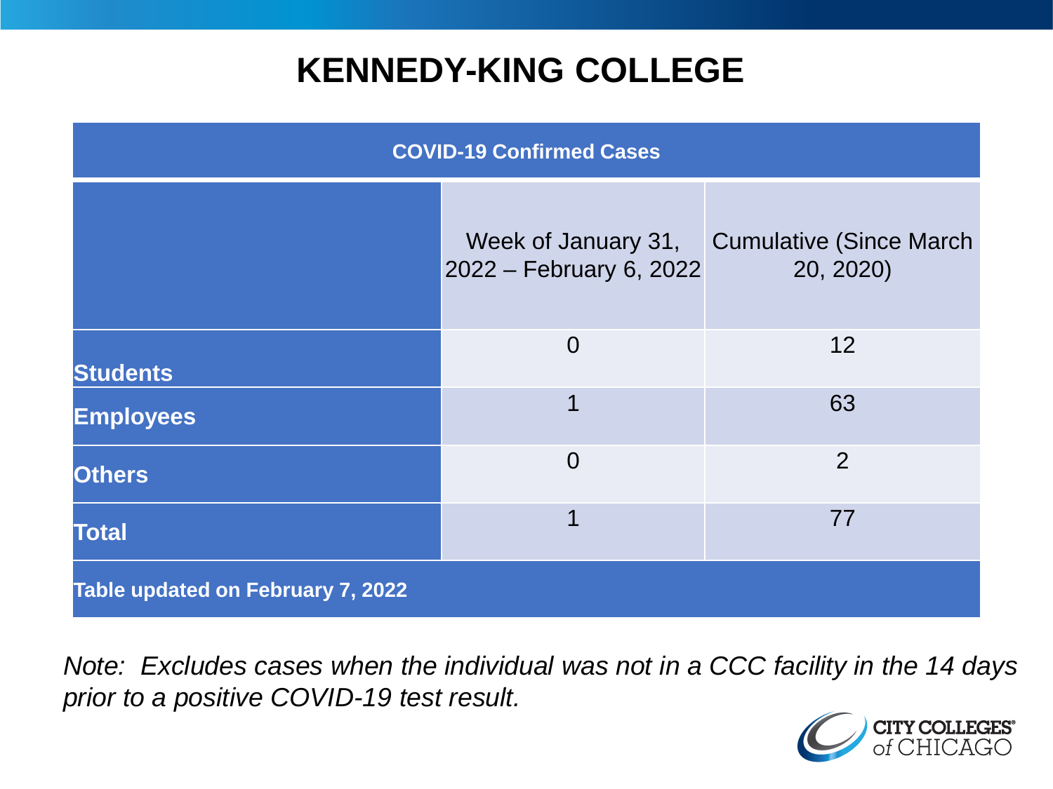# KENNEDY-KING COLLEGE

| COVID-19 Confirmed Cases | | |
|---|---|---|
| | Week of January 31, 2022 – February 6, 2022 | Cumulative (Since March 20, 2020) |
| **Students** | 0 | 12 |
| **Employees** | 1 | 63 |
| **Others** | 0 | 2 |
| **Total** | 1 | 77 |
| **Table updated on February 7, 2022** | | |

*Note: Excludes cases when the individual was not in a CCC facility in the 14 days prior to a positive COVID-19 test result.*

CITY COLLEGES of CHICAGO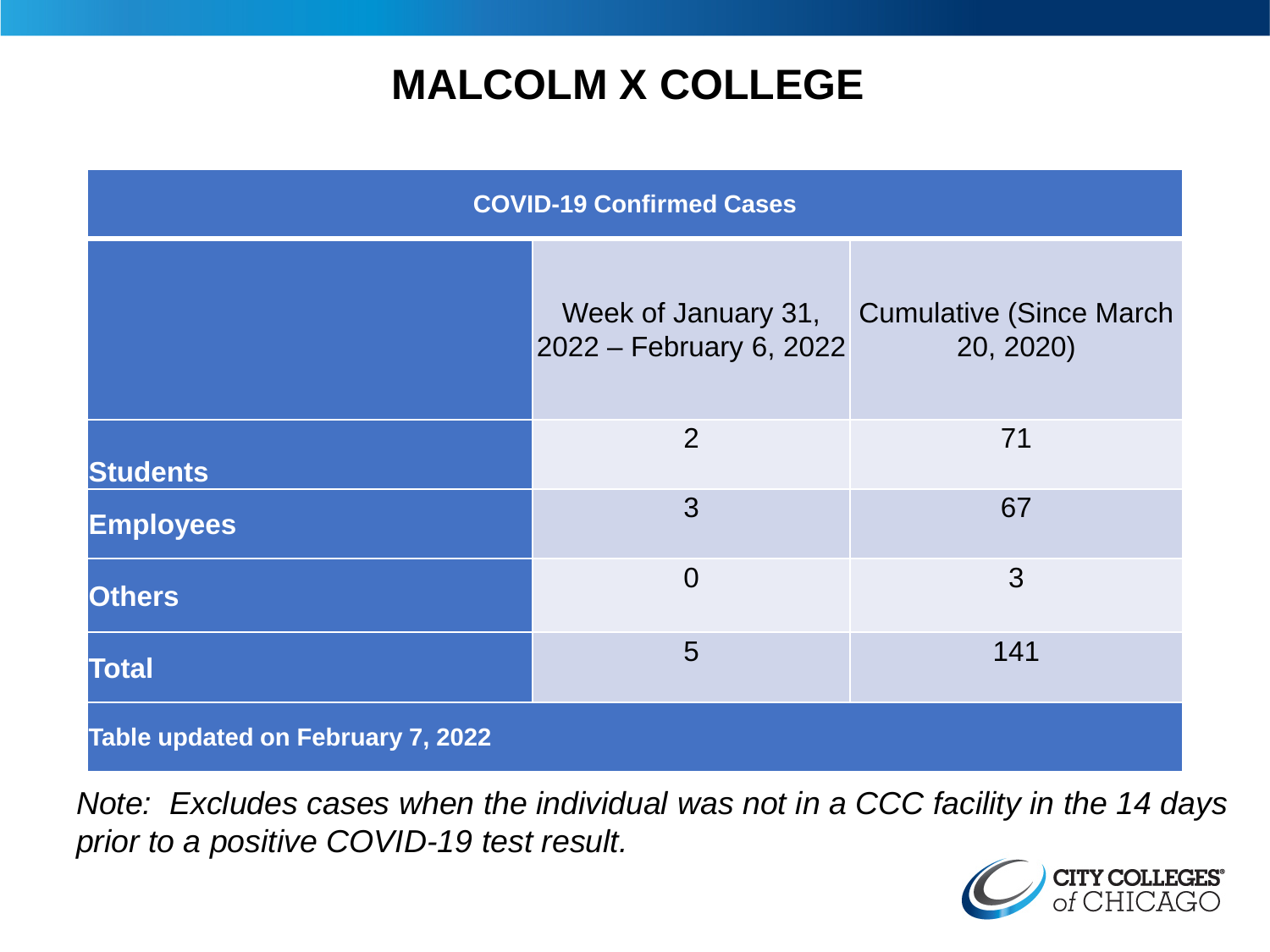# MALCOLM X COLLEGE

| COVID-19 Confirmed Cases | | |
|---|---|---|
| | Week of January 31, 2022 – February 6, 2022 | Cumulative (Since March 20, 2020) |
| **Students** | 2 | 71 |
| **Employees** | 3 | 67 |
| **Others** | 0 | 3 |
| **Total** | 5 | 141 |
| **Table updated on February 7, 2022** | | |

*Note: Excludes cases when the individual was not in a CCC facility in the 14 days prior to a positive COVID-19 test result.*

CITY COLLEGES of CHICAGO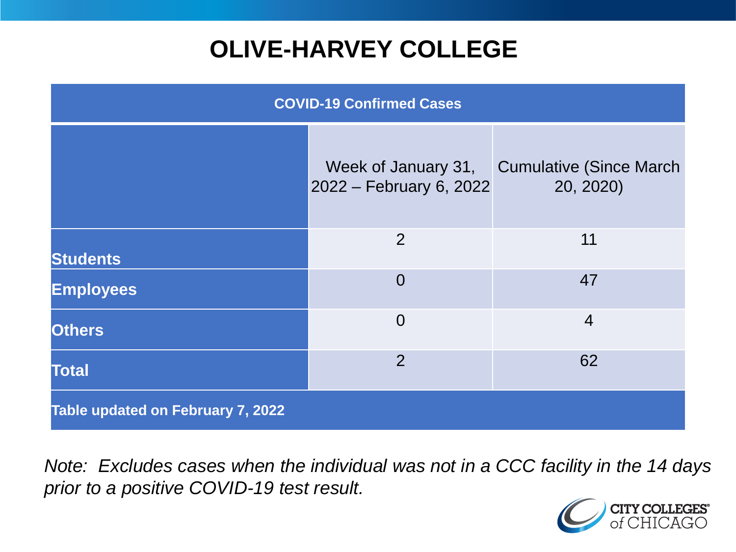# OLIVE-HARVEY COLLEGE

| COVID-19 Confirmed Cases | | |
|---|---|---|
| | Week of January 31, 2022 – February 6, 2022 | Cumulative (Since March 20, 2020) |
| **Students** | 2 | 11 |
| **Employees** | 0 | 47 |
| **Others** | 0 | 4 |
| **Total** | 2 | 62 |
| **Table updated on February 7, 2022** | | |

*Note: Excludes cases when the individual was not in a CCC facility in the 14 days prior to a positive COVID-19 test result.*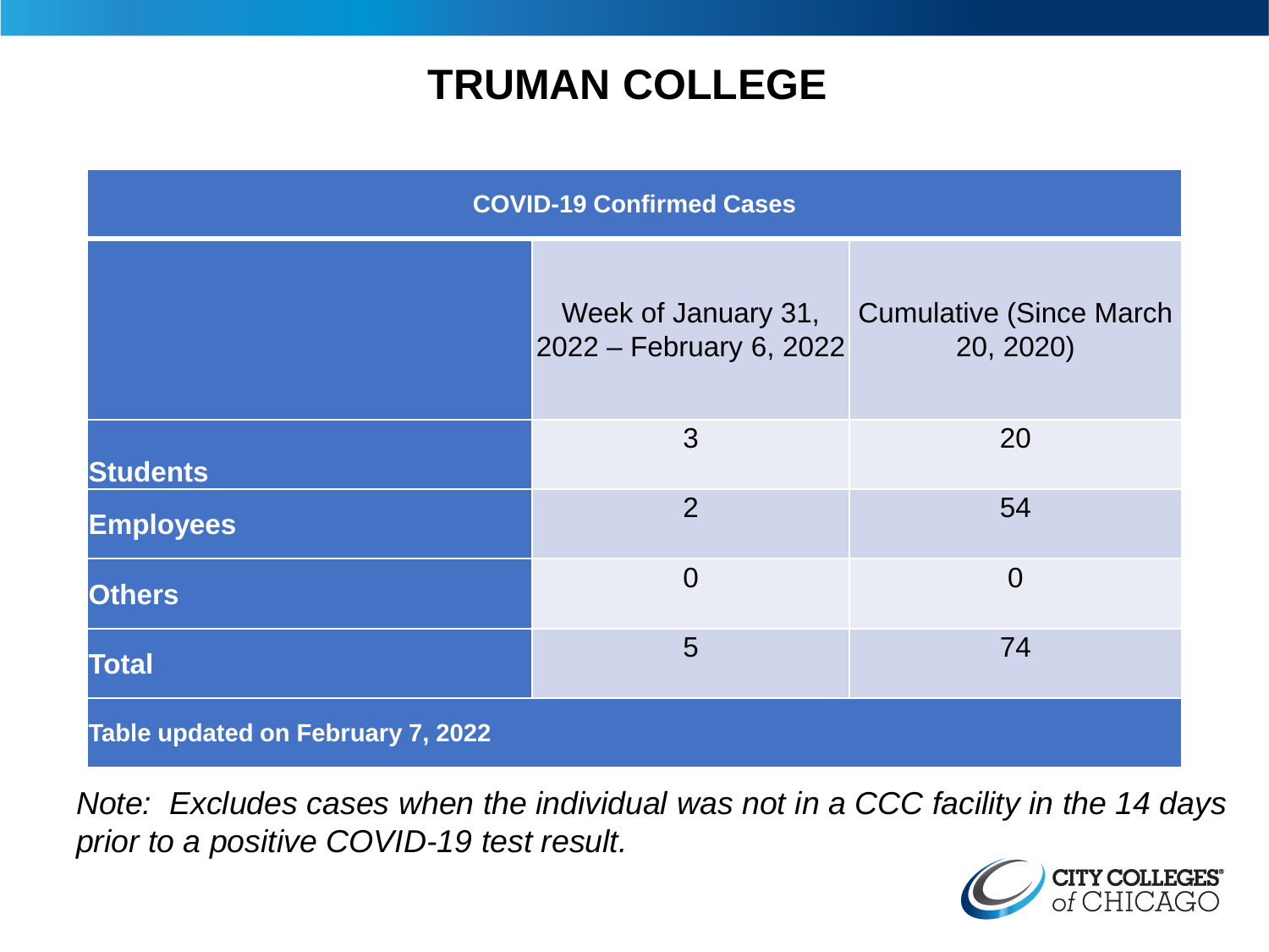# TRUMAN COLLEGE

| COVID-19 Confirmed Cases | | |
|---|---|---|
| | Week of January 31, 2022 – February 6, 2022 | Cumulative (Since March 20, 2020) |
| **Students** | 3 | 20 |
| **Employees** | 2 | 54 |
| **Others** | 0 | 0 |
| **Total** | 5 | 74 |
| **Table updated on February 7, 2022** | | |

*Note: Excludes cases when the individual was not in a CCC facility in the 14 days prior to a positive COVID-19 test result.*

CITY COLLEGES of CHICAGO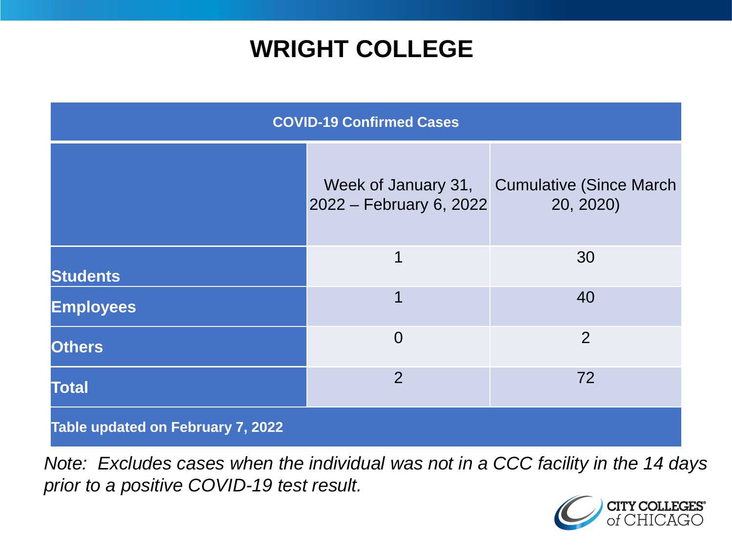# WRIGHT COLLEGE

| COVID-19 Confirmed Cases | | |
|---|---|---|
| | Week of January 31, 2022 – February 6, 2022 | Cumulative (Since March 20, 2020) |
| **Students** | 1 | 30 |
| **Employees** | 1 | 40 |
| **Others** | 0 | 2 |
| **Total** | 2 | 72 |
| **Table updated on February 7, 2022** | | |

*Note: Excludes cases when the individual was not in a CCC facility in the 14 days prior to a positive COVID-19 test result.*

CITY COLLEGES of CHICAGO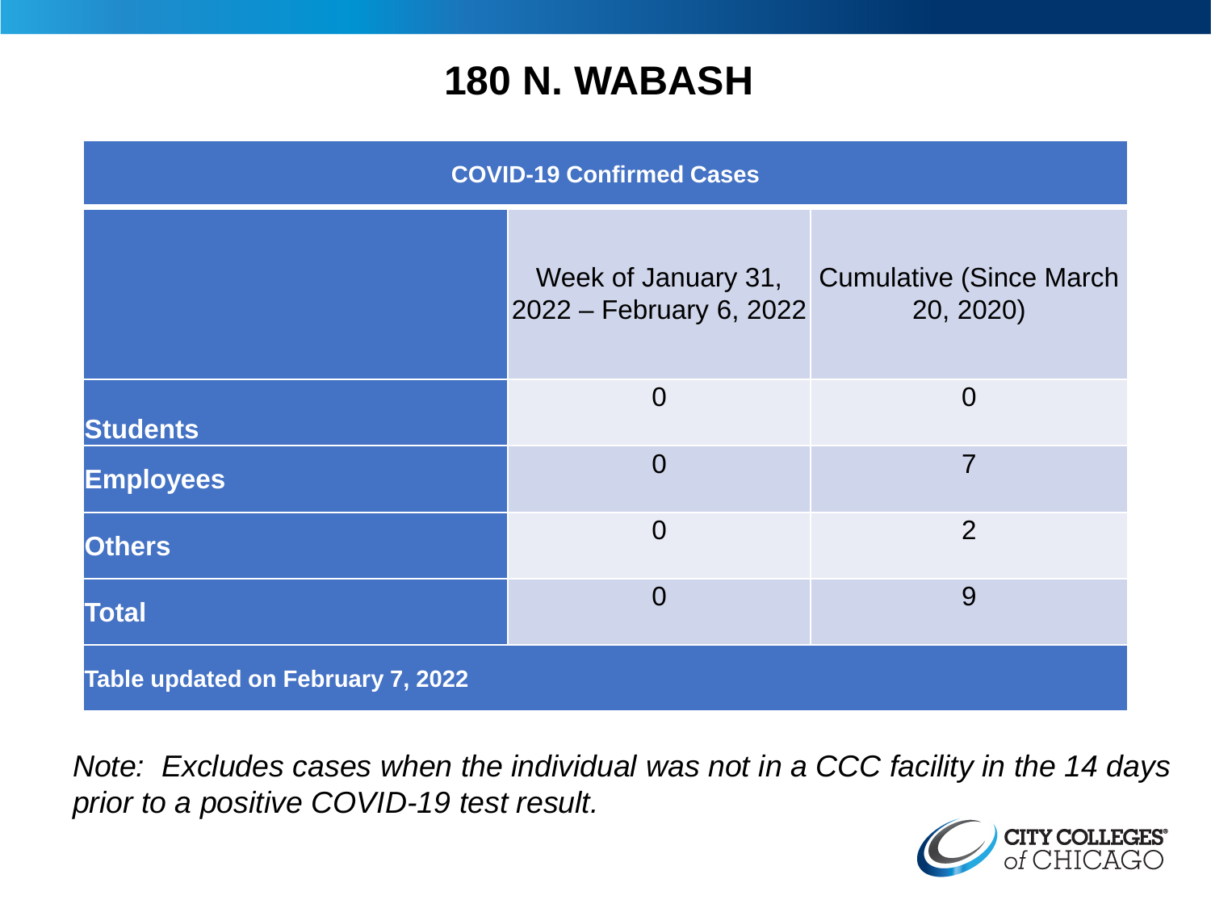# 180 N. WABASH

| COVID-19 Confirmed Cases | | |
|---|---|---|
| | Week of January 31, 2022 – February 6, 2022 | Cumulative (Since March 20, 2020) |
| **Students** | 0 | 0 |
| **Employees** | 0 | 7 |
| **Others** | 0 | 2 |
| **Total** | 0 | 9 |
| **Table updated on February 7, 2022** | | |

*Note: Excludes cases when the individual was not in a CCC facility in the 14 days prior to a positive COVID-19 test result.*

CITY COLLEGES of CHICAGO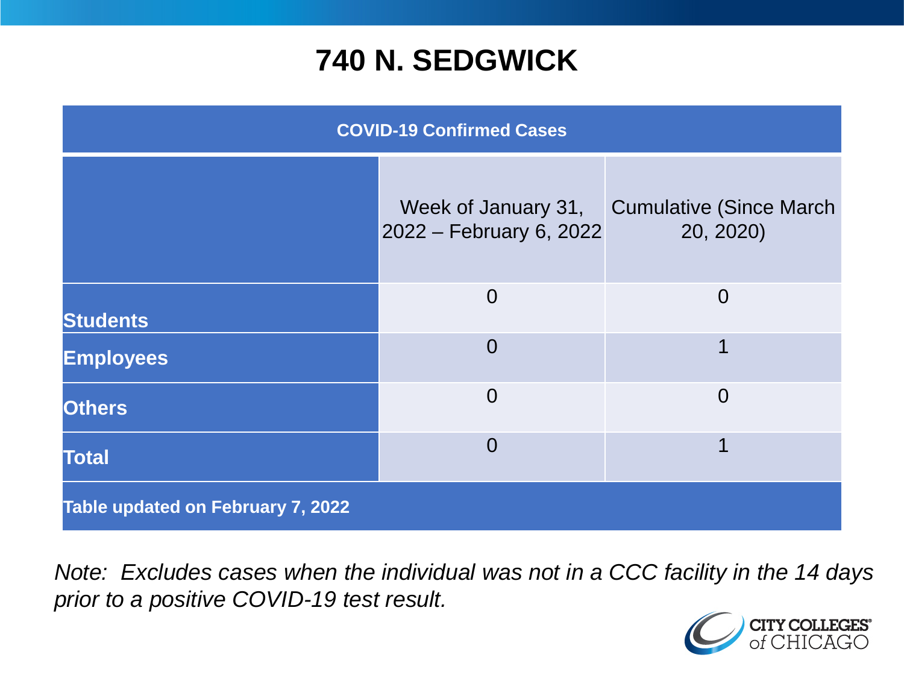# 740 N. SEDGWICK

| COVID-19 Confirmed Cases | | |
|---|---|---|
| | Week of January 31, 2022 – February 6, 2022 | Cumulative (Since March 20, 2020) |
| **Students** | 0 | 0 |
| **Employees** | 0 | 1 |
| **Others** | 0 | 0 |
| **Total** | 0 | 1 |
| **Table updated on February 7, 2022** | | |

*Note: Excludes cases when the individual was not in a CCC facility in the 14 days prior to a positive COVID-19 test result.*

CITY COLLEGES of CHICAGO